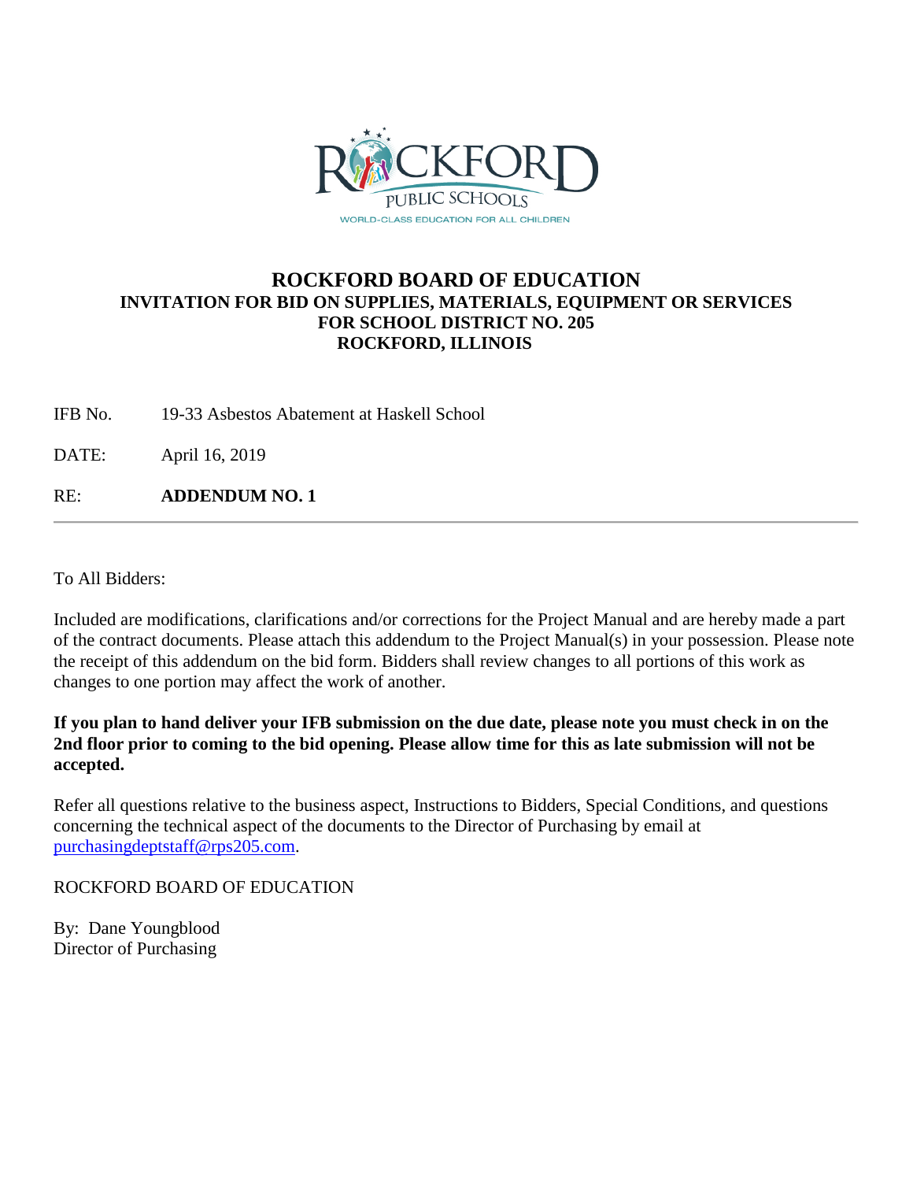ROCKFORD PUBLIC SCHOOLS
WORLD-CLASS EDUCATION FOR ALL CHILDREN

# ROCKFORD BOARD OF EDUCATION

## INVITATION FOR BID ON SUPPLIES, MATERIALS, EQUIPMENT OR SERVICES FOR SCHOOL DISTRICT NO. 205 ROCKFORD, ILLINOIS

IFB No. 19-33 Asbestos Abatement at Haskell School

DATE: April 16, 2019

RE: **ADDENDUM NO. 1**

---

To All Bidders:

Included are modifications, clarifications and/or corrections for the Project Manual and are hereby made a part of the contract documents. Please attach this addendum to the Project Manual(s) in your possession. Please note the receipt of this addendum on the bid form. Bidders shall review changes to all portions of this work as changes to one portion may affect the work of another.

**If you plan to hand deliver your IFB submission on the due date, please note you must check in on the 2nd floor prior to coming to the bid opening. Please allow time for this as late submission will not be accepted.**

Refer all questions relative to the business aspect, Instructions to Bidders, Special Conditions, and questions concerning the technical aspect of the documents to the Director of Purchasing by email at purchasingdeptstaff@rps205.com.

ROCKFORD BOARD OF EDUCATION

By: Dane Youngblood
Director of Purchasing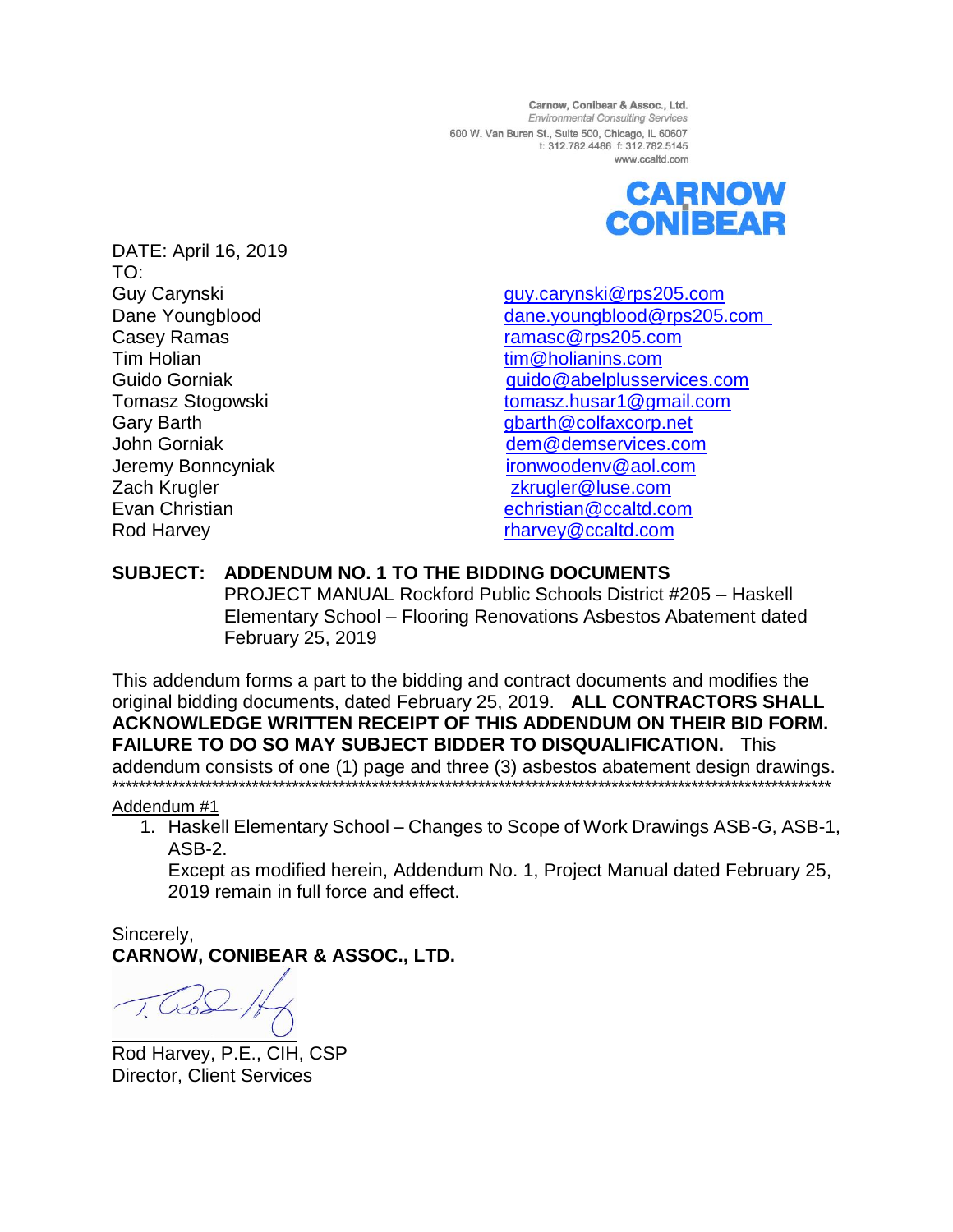Carnow, Conibear & Assoc., Ltd.
*Environmental Consulting Services*
600 W. Van Buren St., Suite 500, Chicago, IL 60607
t: 312.782.4486 f: 312.782.5145
www.ccaltd.com

**CARNOW CONIBEAR**

DATE: April 16, 2019

TO:

| Name | Email |
|---|---|
| Guy Carynski | guy.carynski@rps205.com |
| Dane Youngblood | dane.youngblood@rps205.com |
| Casey Ramas | ramasc@rps205.com |
| Tim Holian | tim@holianins.com |
| Guido Gorniak | guido@abelplusservices.com |
| Tomasz Stogowski | tomasz.husar1@gmail.com |
| Gary Barth | gbarth@colfaxcorp.net |
| John Gorniak | dem@demservices.com |
| Jeremy Bonncyniak | ironwoodenv@aol.com |
| Zach Krugler | zkrugler@luse.com |
| Evan Christian | echristian@ccaltd.com |
| Rod Harvey | rharvey@ccaltd.com |

**SUBJECT: ADDENDUM NO. 1 TO THE BIDDING DOCUMENTS**
PROJECT MANUAL Rockford Public Schools District #205 – Haskell Elementary School – Flooring Renovations Asbestos Abatement dated February 25, 2019

This addendum forms a part to the bidding and contract documents and modifies the original bidding documents, dated February 25, 2019. **ALL CONTRACTORS SHALL ACKNOWLEDGE WRITTEN RECEIPT OF THIS ADDENDUM ON THEIR BID FORM. FAILURE TO DO SO MAY SUBJECT BIDDER TO DISQUALIFICATION.** This addendum consists of one (1) page and three (3) asbestos abatement design drawings.

******************************************************************************************************************

Addendum #1

1. Haskell Elementary School – Changes to Scope of Work Drawings ASB-G, ASB-1, ASB-2.
   Except as modified herein, Addendum No. 1, Project Manual dated February 25, 2019 remain in full force and effect.

Sincerely,

**CARNOW, CONIBEAR & ASSOC., LTD.**

Rod Harvey, P.E., CIH, CSP
Director, Client Services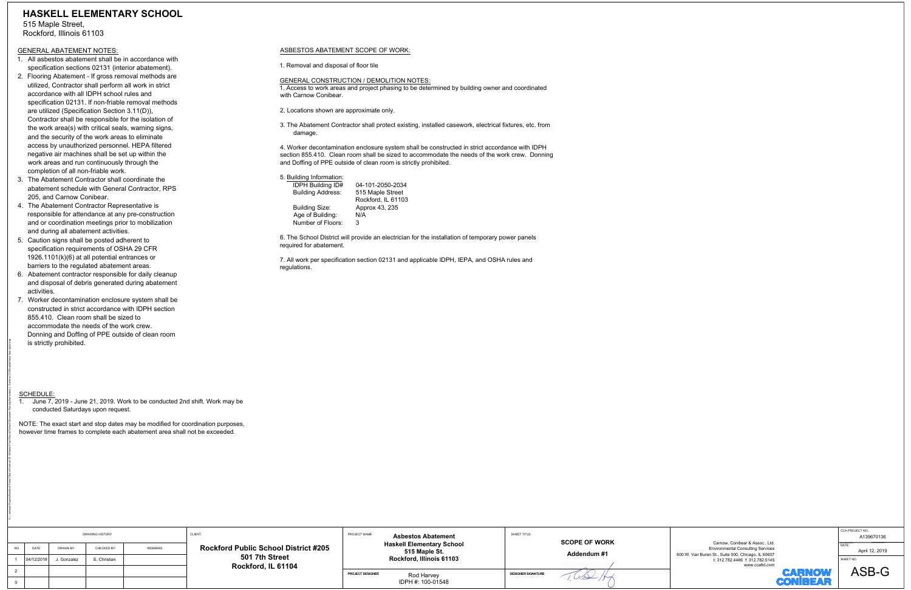# HASKELL ELEMENTARY SCHOOL

515 Maple Street,
Rockford, Illinois 61103

## GENERAL ABATEMENT NOTES:

1. All asbestos abatement shall be in accordance with specification sections 02131 (interior abatement).
2. Flooring Abatement - If gross removal methods are utilized, Contractor shall perform all work in strict accordance with all IDPH school rules and specification 02131. If non-friable removal methods are utilized (Specification Section 3.11(D)), Contractor shall be responsible for the isolation of the work area(s) with critical seals, warning signs, and the security of the work areas to eliminate access by unauthorized personnel. HEPA filtered negative air machines shall be set up within the work areas and run continuously through the completion of all non-friable work.
3. The Abatement Contractor shall coordinate the abatement schedule with General Contractor, RPS 205, and Carnow Conibear.
4. The Abatement Contractor Representative is responsible for attendance at any pre-construction and or coordination meetings prior to mobilization and during all abatement activities.
5. Caution signs shall be posted adherent to specification requirements of OSHA 29 CFR 1926.1101(k)(6) at all potential entrances or barriers to the regulated abatement areas.
6. Abatement contractor responsible for daily cleanup and disposal of debris generated during abatement activities.
7. Worker decontamination enclosure system shall be constructed in strict accordance with IDPH section 855.410. Clean room shall be sized to accommodate the needs of the work crew. Donning and Doffing of PPE outside of clean room is strictly prohibited.

## SCHEDULE:

1. June 7, 2019 - June 21, 2019. Work to be conducted 2nd shift. Work may be conducted Saturdays upon request.

NOTE: The exact start and stop dates may be modified for coordination purposes, however time frames to complete each abatement area shall not be exceeded.

## ASBESTOS ABATEMENT SCOPE OF WORK:

1. Removal and disposal of floor tile

## GENERAL CONSTRUCTION / DEMOLITION NOTES:

1. Access to work areas and project phasing to be determined by building owner and coordinated with Carnow Conibear.

2. Locations shown are approximate only.

3. The Abatement Contractor shall protect existing, installed casework, electrical fixtures, etc. from damage.

4. Worker decontamination enclosure system shall be constructed in strict accordance with IDPH section 855.410. Clean room shall be sized to accommodate the needs of the work crew. Donning and Doffing of PPE outside of clean room is strictly prohibited.

5. Building Information:

| | |
|---|---|
| IDPH Building ID# | 04-101-2050-2034 |
| Building Address: | 515 Maple Street<br>Rockford, IL 61103 |
| Building Size: | Approx 43, 235 |
| Age of Building: | N/A |
| Number of Floors: | 3 |

6. The School District will provide an electrician for the installation of temporary power panels required for abatement.

7. All work per specification section 02131 and applicable IDPH, IEPA, and OSHA rules and regulations.

| DRAWING HISTORY | | | | |
|---|---|---|---|---|
| NO. | DATE | DRAWN BY: | CHECKED BY: | REMARKS |
| 1 | 04/12/2019 | J. Gonzalez | E. Christian | |
| 2 | | | | |
| 0 | | | | |

CLIENT: **Rockford Public School District #205, 501 7th Street, Rockford, IL 61104**

PROJECT NAME: **Asbestos Abatement, Haskell Elementary School, 515 Maple St., Rockford, Illinois 61103**

PROJECT DESIGNER: Rod Harvey, IDPH #: 100-01548

SHEET TITLE: **SCOPE OF WORK, Addendum #1**

DESIGNER SIGNATURE:

Carnow, Conibear & Assoc., Ltd.
Environmental Consulting Services
600 W. Van Buren St., Suite 500, Chicago, IL 60607
t: 312.782.4486 f: 312.782.5145
www.ccaltd.com

CARNOW CONIBEAR

CCA PROJECT NO.: A139670136

DATE: April 12, 2019

SHEET NO.: ASB-G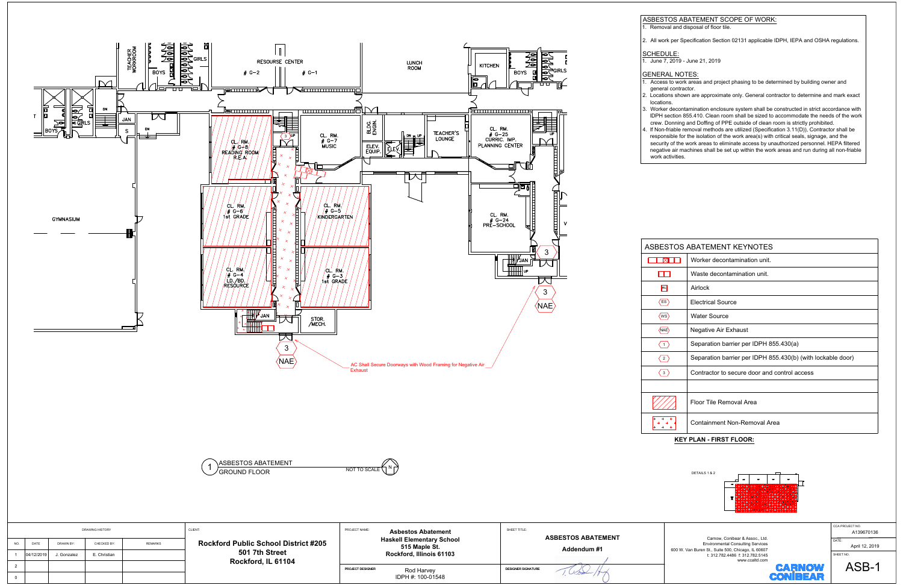## ASBESTOS ABATEMENT SCOPE OF WORK:

1. Removal and disposal of floor tile.
2. All work per Specification Section 02131 applicable IDPH, IEPA and OSHA regulations.

## SCHEDULE:

1. June 7, 2019 - June 21, 2019

## GENERAL NOTES:

1. Access to work areas and project phasing to be determined by building owner and general contractor.
2. Locations shown are approximate only. General contractor to determine and mark exact locations.
3. Worker decontamination enclosure system shall be constructed in strict accordance with IDPH section 855.410. Clean room shall be sized to accommodate the needs of the work crew. Donning and Doffing of PPE outside of clean room is strictly prohibited.
4. If Non-friable removal methods are utilized (Specification 3.11(D)), Contractor shall be responsible for the isolation of the work area(s) with critical seals, signage, and the security of the work areas to eliminate access by unauthorized personnel. HEPA filtered negative air machines shall be set up within the work areas and run during all non-friable work activities.

## ASBESTOS ABATEMENT KEYNOTES

| Symbol | Description |
|---|---|
| | Worker decontamination unit. |
| | Waste decontamination unit. |
| AL | Airlock |
| ES | Electrical Source |
| WS | Water Source |
| NAE | Negative Air Exhaust |
| 1 | Separation barrier per IDPH 855.430(a) |
| 2 | Separation barrier per IDPH 855.430(b) (with lockable door) |
| 3 | Contractor to secure door and control access |
| | |
| | Floor Tile Removal Area |
| | Containment Non-Removal Area |

**KEY PLAN - FIRST FLOOR:**

DETAILS 1 & 2

---

TEACHER WORKROOM, BOYS, GIRLS, RESOURSE CENTER # G-2 # G-1, LUNCH ROOM, KITCHEN, BOYS, GIRLS, DN, JAN, S, DN, BOYS, GIRLS, CL. RM. # G-8 READING ROOM R.E.A., 3, UP, CL. RM. # G-7 MUSIC, BLDG. ENGIN., ELEV. EQUIP., ELEV., DN, UP, TEACHER'S LOUNGE, CL. RM. # G-25 CURRIC. IMP. PLANNING CENTER, UP, GYMNASIUM, CL. RM. # G-6 1st GRADE, CL. RM. # G-5 KINDERGARTEN, CL. RM. # G-24 PRE-SCHOOL, CL. RM. # G-4 LD./BD. RESOURCE, CL. RM. # G-3 1st GRADE, JAN, UP, 3, 3, NAE, JAN, STOR. /MECH., 3, NAE

AC Shall Secure Doorways with Wood Framing for Negative Air Exhaust

1 ASBESTOS ABATEMENT GROUND FLOOR — NOT TO SCALE — N

---

| DRAWING HISTORY | | | | |
|---|---|---|---|---|
| NO. | DATE | DRAWN BY: | CHECKED BY: | REMARKS |
| 1 | 04/12/2019 | J. Gonzalez | E. Christian | |
| 2 | | | | |
| 0 | | | | |

CLIENT: **Rockford Public School District #205, 501 7th Street, Rockford, IL 61104**

PROJECT NAME: **Asbestos Abatement, Haskell Elementary School, 515 Maple St., Rockford, Illinois 61103**

PROJECT DESIGNER: Rod Harvey, IDPH #: 100-01548

SHEET TITLE: **ASBESTOS ABATEMENT Addendum #1**

DESIGNER SIGNATURE

Carnow, Conibear & Assoc., Ltd.
Environmental Consulting Services
600 W. Van Buren St., Suite 500, Chicago, IL 60607
t: 312.782.4486 f: 312.782.5145
www.ccaltd.com

CARNOW CONIBEAR

CCA PROJECT NO.: A139670136

DATE: April 12, 2019

SHEET NO.: ASB-1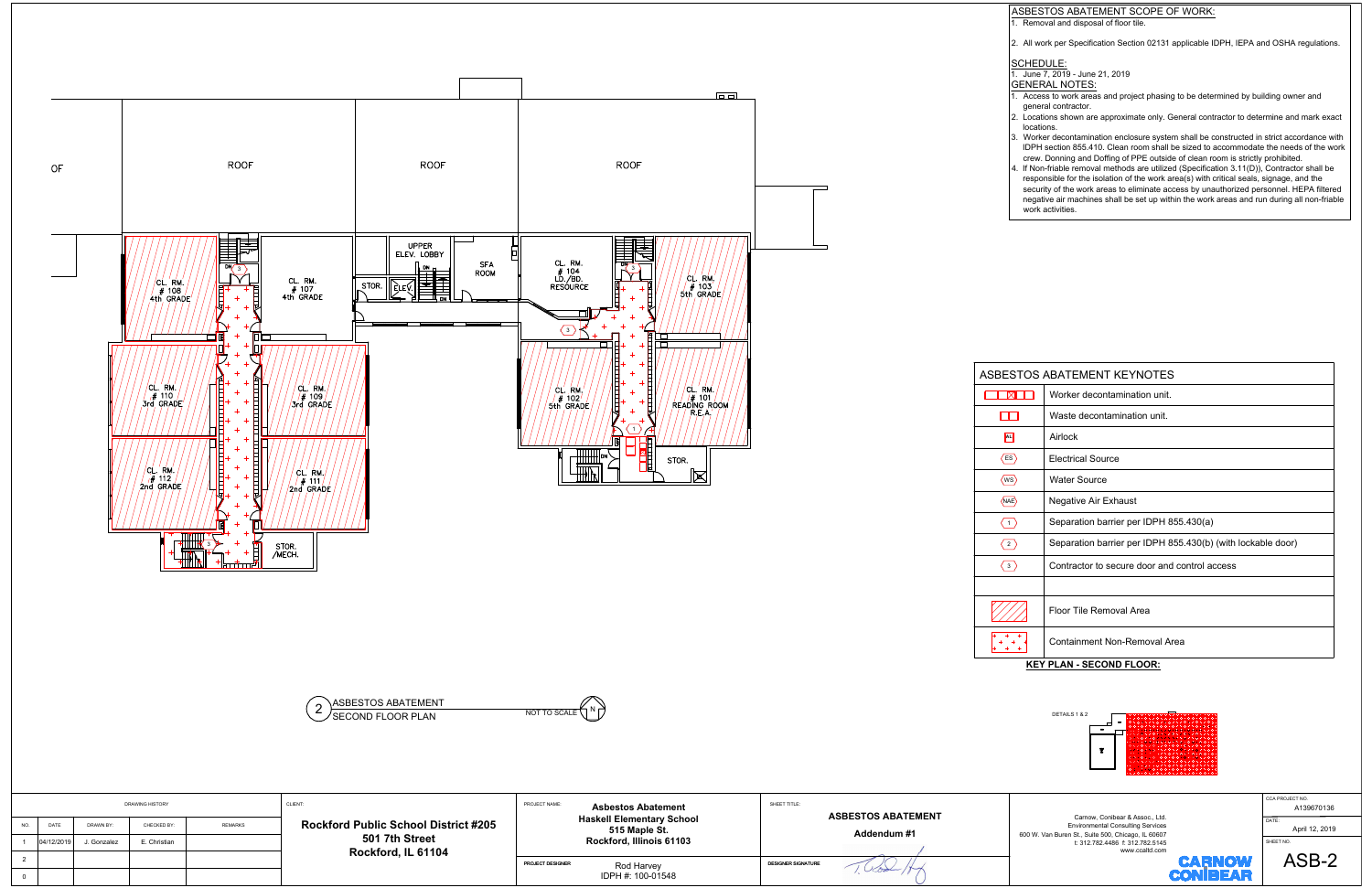## ASBESTOS ABATEMENT SCOPE OF WORK:

1. Removal and disposal of floor tile.
2. All work per Specification Section 02131 applicable IDPH, IEPA and OSHA regulations.

## SCHEDULE:

1. June 7, 2019 - June 21, 2019

## GENERAL NOTES:

1. Access to work areas and project phasing to be determined by building owner and general contractor.
2. Locations shown are approximate only. General contractor to determine and mark exact locations.
3. Worker decontamination enclosure system shall be constructed in strict accordance with IDPH section 855.410. Clean room shall be sized to accommodate the needs of the work crew. Donning and Doffing of PPE outside of clean room is strictly prohibited.
4. If Non-friable removal methods are utilized (Specification 3.11(D)), Contractor shall be responsible for the isolation of the work area(s) with critical seals, signage, and the security of the work areas to eliminate access by unauthorized personnel. HEPA filtered negative air machines shall be set up within the work areas and run during all non-friable work activities.

ROOF | ROOF | ROOF | OF

UPPER ELEV. LOBBY | SFA ROOM | STOR. | ELEV. | DN

CL. RM. # 108 4th GRADE | CL. RM. # 107 4th GRADE | CL. RM. # 104 LD./BD. RESOURCE | CL. RM. # 103 5th GRADE

CL. RM. # 110 3rd GRADE | CL. RM. # 109 3rd GRADE | CL. RM. # 102 5th GRADE | CL. RM. # 101 READING ROOM R.E.A.

CL. RM. # 112 2nd GRADE | CL. RM. # 111 2nd GRADE | STOR. /MECH. | STOR.

## ASBESTOS ABATEMENT KEYNOTES

| Symbol | Description |
|---|---|
| | Worker decontamination unit. |
| | Waste decontamination unit. |
| AL | Airlock |
| ES | Electrical Source |
| WS | Water Source |
| NAE | Negative Air Exhaust |
| 1 | Separation barrier per IDPH 855.430(a) |
| 2 | Separation barrier per IDPH 855.430(b) (with lockable door) |
| 3 | Contractor to secure door and control access |
| | |
| | Floor Tile Removal Area |
| | Containment Non-Removal Area |

**KEY PLAN - SECOND FLOOR:**

DETAILS 1 & 2

2 ASBESTOS ABATEMENT SECOND FLOOR PLAN — NOT TO SCALE — N

| DRAWING HISTORY | | | | |
|---|---|---|---|---|
| NO. | DATE | DRAWN BY: | CHECKED BY: | REMARKS |
| 1 | 04/12/2019 | J. Gonzalez | E. Christian | |
| 2 | | | | |
| 0 | | | | |

CLIENT: **Rockford Public School District #205**, **501 7th Street**, **Rockford, IL 61104**

PROJECT NAME: **Asbestos Abatement**, **Haskell Elementary School**, **515 Maple St.**, **Rockford, Illinois 61103**

PROJECT DESIGNER: Rod Harvey, IDPH #: 100-01548

SHEET TITLE: **ASBESTOS ABATEMENT**, **Addendum #1**

DESIGNER SIGNATURE

Carnow, Conibear & Assoc., Ltd. Environmental Consulting Services, 600 W. Van Buren St., Suite 500, Chicago, IL 60607, t: 312.782.4486 f: 312.782.5145, www.ccaltd.com

CARNOW CONIBEAR

CCA PROJECT NO.: A139670136

DATE: April 12, 2019

SHEET NO.: ASB-2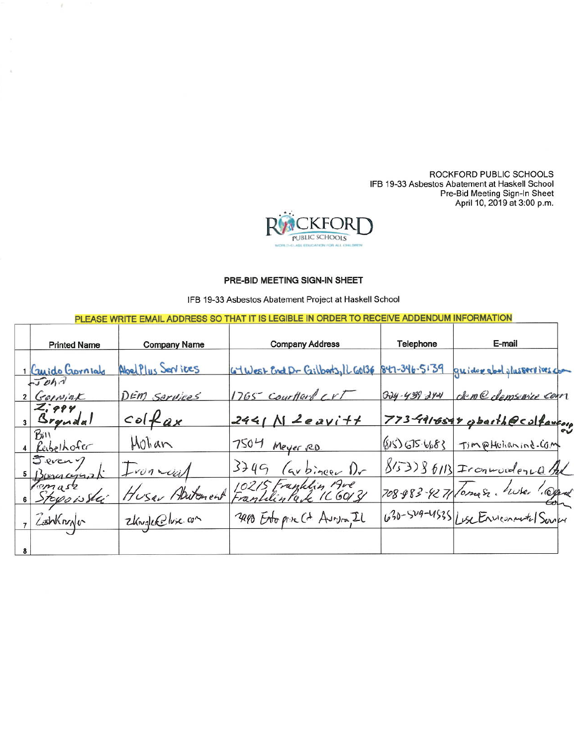ROCKFORD PUBLIC SCHOOLS
IFB 19-33 Asbestos Abatement at Haskell School
Pre-Bid Meeting Sign-In Sheet
April 10, 2019 at 3:00 p.m.

ROCKFORD PUBLIC SCHOOLS
WORLD-CLASS EDUCATION FOR ALL CHILDREN

## PRE-BID MEETING SIGN-IN SHEET

IFB 19-33 Asbestos Abatement Project at Haskell School

**PLEASE WRITE EMAIL ADDRESS SO THAT IT IS LEGIBLE IN ORDER TO RECEIVE ADDENDUM INFORMATION**

| | Printed Name | Company Name | Company Address | Telephone | E-mail |
|---|---|---|---|---|---|
| 1 | Guido Gorniak | Abel Plus Services | 64 West End Dr Gilberts, IL 60136 | 847-346-5139 | guido@abelplusservices.com |
| 2 | John Gorniak | DEM Services | 1765 Courtland Crt | 224-439-2414 | dem@demservice.com |
| 3 | Ziggy Bryndal | Colfax | 2441 N Leavitt | 773-491-6549 | gbarth@colfaxcorp |
| 4 | Bill Leibelhofer | Mohan | 7504 Meyer RD | (815) 675-6683 | Tim@Mohanind.com |
| 5 | Jeremy Bomeczak | Ironwood | 3749 Carbineer Dr | 815 338 6113 | Ironwoodenv@Aol.com |
| 6 | Tomasz Stopowski | Huser Abatement | 10215 Franklin Ave Franklin Park IL 60131 | 708-983-4271 | Tomasz.huser1@gmail.com |
| 7 | Zach Krugler | zkrugler@lse.com | 2490 Enterprise Ct Aurora, IL | 630-549-4535 | LSE Environmental Services |
| 8 | | | | | |